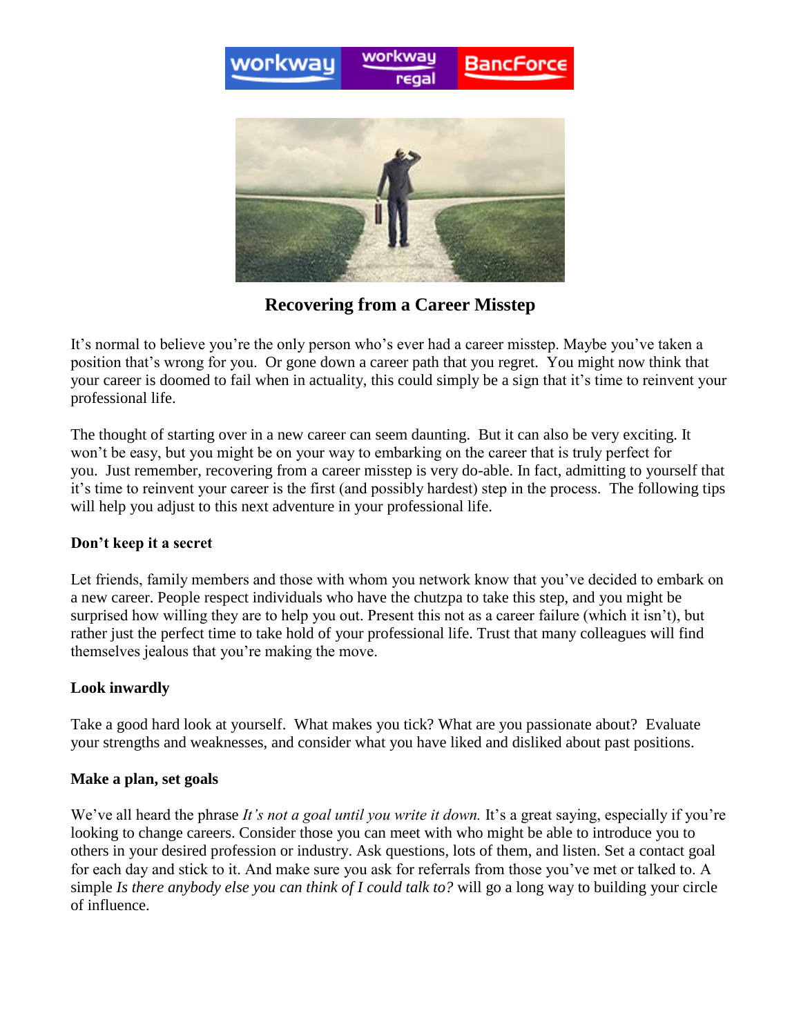# Recovering from a Career Misstep

It's normal to believe you're the only person who's ever had a career misstep. Maybe you've taken a position that's wrong for you. Or gone down a career path that you regret. You might now think that your career is doomed to fail when in actuality, this could simply be a sign that it's time to reinvent your professional life.

The thought of starting over in a new career can seem daunting. But it can also be very exciting. It won't be easy, but you might be on your way to embarking on the career that is truly perfect for you. Just remember, recovering from a career misstep is very do-able. In fact, admitting to yourself that it's time to reinvent your career is the first (and possibly hardest) step in the process. The following tips will help you adjust to this next adventure in your professional life.

**Don't keep it a secret**

Let friends, family members and those with whom you network know that you've decided to embark on a new career. People respect individuals who have the chutzpa to take this step, and you might be surprised how willing they are to help you out. Present this not as a career failure (which it isn't), but rather just the perfect time to take hold of your professional life. Trust that many colleagues will find themselves jealous that you're making the move.

**Look inwardly**

Take a good hard look at yourself. What makes you tick? What are you passionate about? Evaluate your strengths and weaknesses, and consider what you have liked and disliked about past positions.

**Make a plan, set goals**

We've all heard the phrase *It's not a goal until you write it down.* It's a great saying, especially if you're looking to change careers. Consider those you can meet with who might be able to introduce you to others in your desired profession or industry. Ask questions, lots of them, and listen. Set a contact goal for each day and stick to it. And make sure you ask for referrals from those you've met or talked to. A simple *Is there anybody else you can think of I could talk to?* will go a long way to building your circle of influence.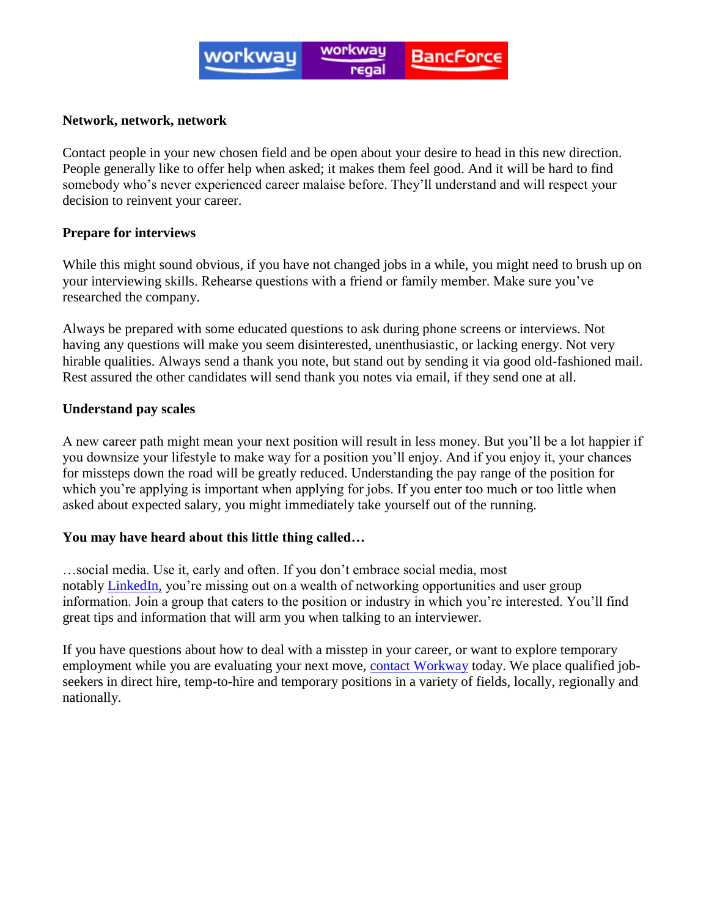**Network, network, network**

Contact people in your new chosen field and be open about your desire to head in this new direction. People generally like to offer help when asked; it makes them feel good. And it will be hard to find somebody who's never experienced career malaise before. They'll understand and will respect your decision to reinvent your career.

**Prepare for interviews**

While this might sound obvious, if you have not changed jobs in a while, you might need to brush up on your interviewing skills. Rehearse questions with a friend or family member. Make sure you've researched the company.

Always be prepared with some educated questions to ask during phone screens or interviews. Not having any questions will make you seem disinterested, unenthusiastic, or lacking energy. Not very hirable qualities. Always send a thank you note, but stand out by sending it via good old-fashioned mail. Rest assured the other candidates will send thank you notes via email, if they send one at all.

**Understand pay scales**

A new career path might mean your next position will result in less money. But you'll be a lot happier if you downsize your lifestyle to make way for a position you'll enjoy. And if you enjoy it, your chances for missteps down the road will be greatly reduced. Understanding the pay range of the position for which you're applying is important when applying for jobs. If you enter too much or too little when asked about expected salary, you might immediately take yourself out of the running.

**You may have heard about this little thing called…**

…social media. Use it, early and often. If you don't embrace social media, most notably LinkedIn, you're missing out on a wealth of networking opportunities and user group information. Join a group that caters to the position or industry in which you're interested. You'll find great tips and information that will arm you when talking to an interviewer.

If you have questions about how to deal with a misstep in your career, or want to explore temporary employment while you are evaluating your next move, contact Workway today. We place qualified job-seekers in direct hire, temp-to-hire and temporary positions in a variety of fields, locally, regionally and nationally.